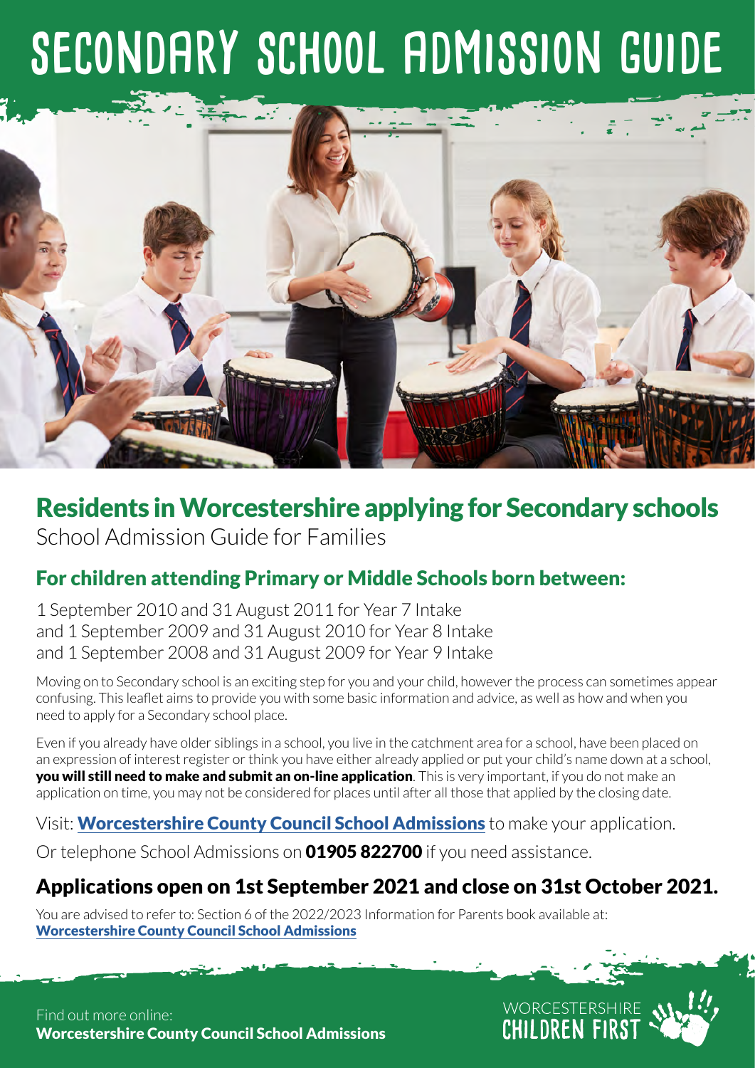# SECONDARY SCHOOL ADMISSION GUIDE

## Residents in Worcestershire applying for Secondary schools

School Admission Guide for Families

### For children attending Primary or Middle Schools born between:

1 September 2010 and 31 August 2011 for Year 7 Intake
and 1 September 2009 and 31 August 2010 for Year 8 Intake
and 1 September 2008 and 31 August 2009 for Year 9 Intake

Moving on to Secondary school is an exciting step for you and your child, however the process can sometimes appear confusing. This leaflet aims to provide you with some basic information and advice, as well as how and when you need to apply for a Secondary school place.

Even if you already have older siblings in a school, you live in the catchment area for a school, have been placed on an expression of interest register or think you have either already applied or put your child's name down at a school, **you will still need to make and submit an on-line application**. This is very important, if you do not make an application on time, you may not be considered for places until after all those that applied by the closing date.

Visit: **Worcestershire County Council School Admissions** to make your application.

Or telephone School Admissions on **01905 822700** if you need assistance.

### Applications open on 1st September 2021 and close on 31st October 2021.

You are advised to refer to: Section 6 of the 2022/2023 Information for Parents book available at:
**Worcestershire County Council School Admissions**

Find out more online:
**Worcestershire County Council School Admissions**

WORCESTERSHIRE CHILDREN FIRST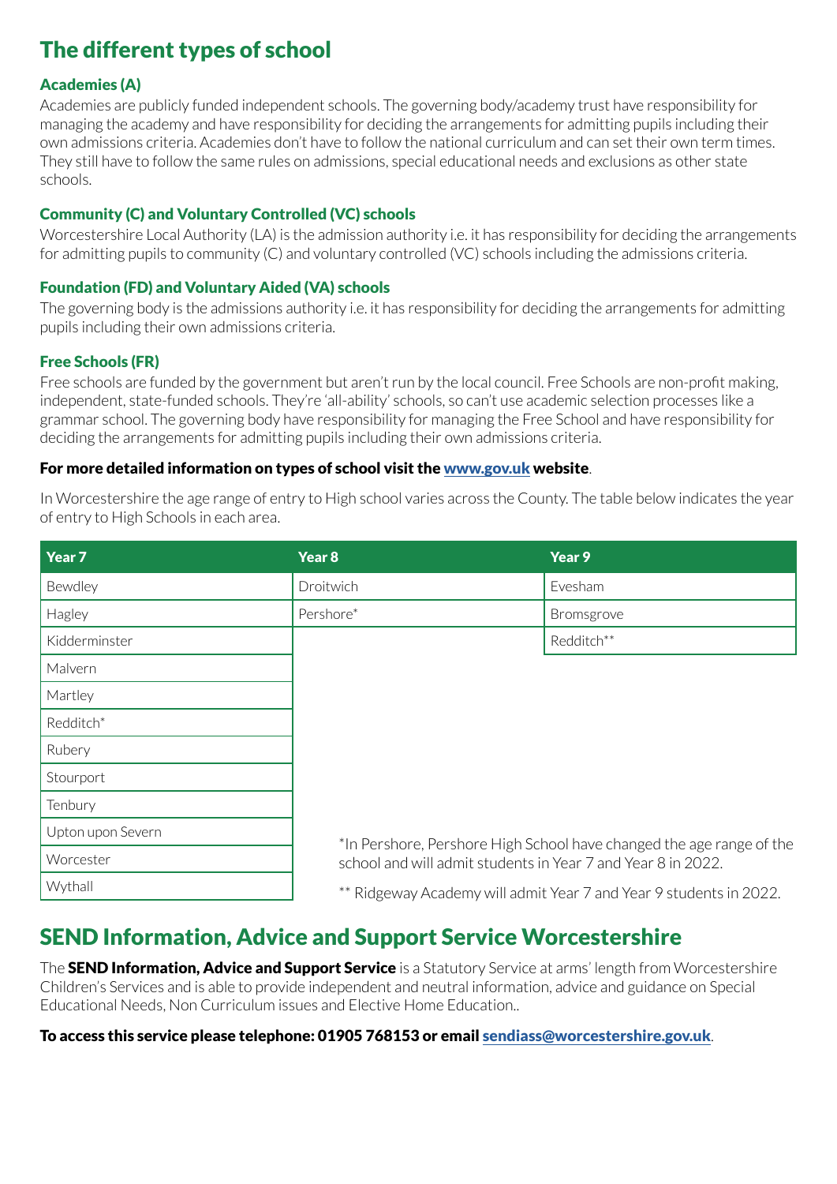# The different types of school

### Academies (A)

Academies are publicly funded independent schools. The governing body/academy trust have responsibility for managing the academy and have responsibility for deciding the arrangements for admitting pupils including their own admissions criteria. Academies don't have to follow the national curriculum and can set their own term times. They still have to follow the same rules on admissions, special educational needs and exclusions as other state schools.

### Community (C) and Voluntary Controlled (VC) schools

Worcestershire Local Authority (LA) is the admission authority i.e. it has responsibility for deciding the arrangements for admitting pupils to community (C) and voluntary controlled (VC) schools including the admissions criteria.

### Foundation (FD) and Voluntary Aided (VA) schools

The governing body is the admissions authority i.e. it has responsibility for deciding the arrangements for admitting pupils including their own admissions criteria.

### Free Schools (FR)

Free schools are funded by the government but aren't run by the local council. Free Schools are non-profit making, independent, state-funded schools. They're 'all-ability' schools, so can't use academic selection processes like a grammar school. The governing body have responsibility for managing the Free School and have responsibility for deciding the arrangements for admitting pupils including their own admissions criteria.

**For more detailed information on types of school visit the www.gov.uk website**.

In Worcestershire the age range of entry to High school varies across the County. The table below indicates the year of entry to High Schools in each area.

| Year 7 | Year 8 | Year 9 |
|---|---|---|
| Bewdley | Droitwich | Evesham |
| Hagley | Pershore* | Bromsgrove |
| Kidderminster | | Redditch** |
| Malvern | | |
| Martley | | |
| Redditch* | | |
| Rubery | | |
| Stourport | | |
| Tenbury | | |
| Upton upon Severn | | |
| Worcester | | |
| Wythall | | |

*In Pershore, Pershore High School have changed the age range of the school and will admit students in Year 7 and Year 8 in 2022.

** Ridgeway Academy will admit Year 7 and Year 9 students in 2022.

# SEND Information, Advice and Support Service Worcestershire

The **SEND Information, Advice and Support Service** is a Statutory Service at arms' length from Worcestershire Children's Services and is able to provide independent and neutral information, advice and guidance on Special Educational Needs, Non Curriculum issues and Elective Home Education..

**To access this service please telephone: 01905 768153 or email sendiass@worcestershire.gov.uk**.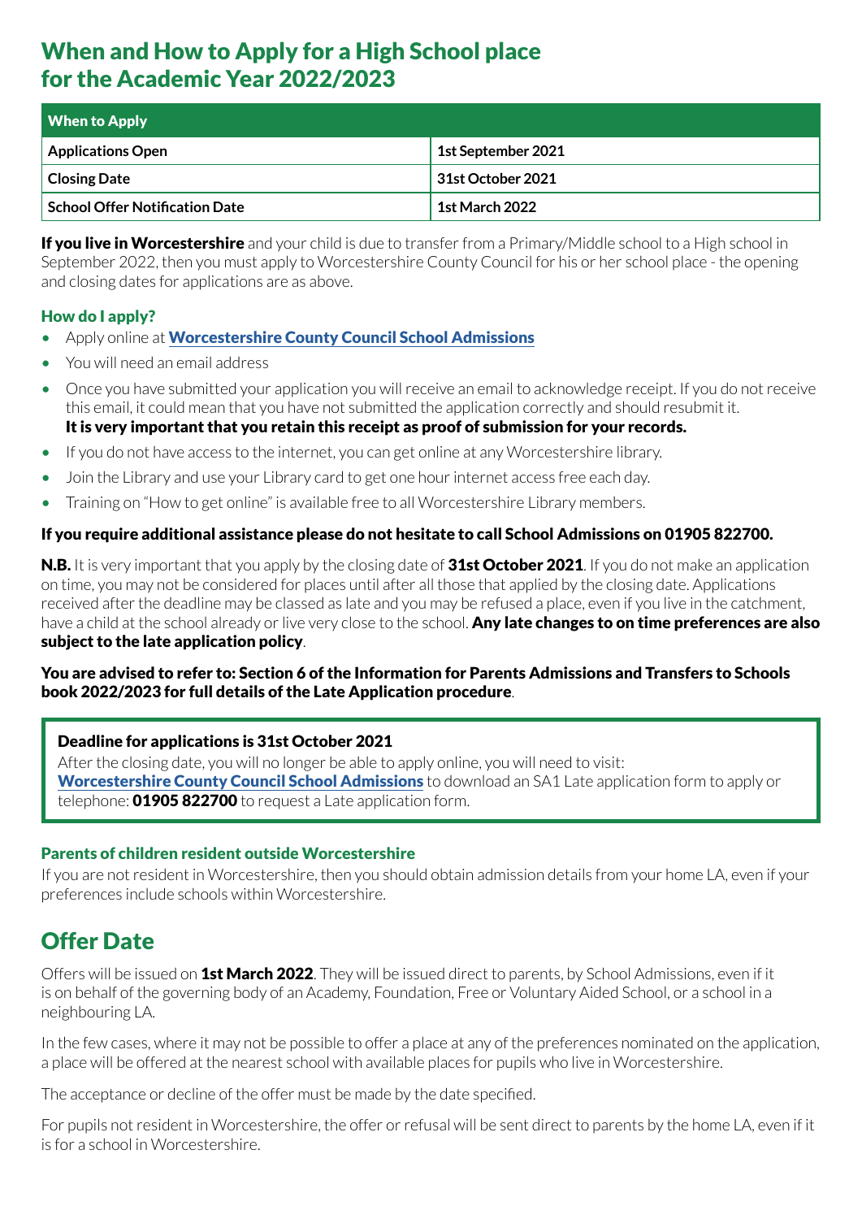# When and How to Apply for a High School place for the Academic Year 2022/2023

| When to Apply | |
|---|---|
| **Applications Open** | **1st September 2021** |
| **Closing Date** | **31st October 2021** |
| **School Offer Notification Date** | **1st March 2022** |

**If you live in Worcestershire** and your child is due to transfer from a Primary/Middle school to a High school in September 2022, then you must apply to Worcestershire County Council for his or her school place - the opening and closing dates for applications are as above.

### How do I apply?

- Apply online at **Worcestershire County Council School Admissions**
- You will need an email address
- Once you have submitted your application you will receive an email to acknowledge receipt. If you do not receive this email, it could mean that you have not submitted the application correctly and should resubmit it. **It is very important that you retain this receipt as proof of submission for your records.**
- If you do not have access to the internet, you can get online at any Worcestershire library.
- Join the Library and use your Library card to get one hour internet access free each day.
- Training on "How to get online" is available free to all Worcestershire Library members.

**If you require additional assistance please do not hesitate to call School Admissions on 01905 822700.**

**N.B.** It is very important that you apply by the closing date of **31st October 2021**. If you do not make an application on time, you may not be considered for places until after all those that applied by the closing date. Applications received after the deadline may be classed as late and you may be refused a place, even if you live in the catchment, have a child at the school already or live very close to the school. **Any late changes to on time preferences are also subject to the late application policy**.

**You are advised to refer to: Section 6 of the Information for Parents Admissions and Transfers to Schools book 2022/2023 for full details of the Late Application procedure**.

**Deadline for applications is 31st October 2021**
After the closing date, you will no longer be able to apply online, you will need to visit: **Worcestershire County Council School Admissions** to download an SA1 Late application form to apply or telephone: **01905 822700** to request a Late application form.

### Parents of children resident outside Worcestershire

If you are not resident in Worcestershire, then you should obtain admission details from your home LA, even if your preferences include schools within Worcestershire.

## Offer Date

Offers will be issued on **1st March 2022**. They will be issued direct to parents, by School Admissions, even if it is on behalf of the governing body of an Academy, Foundation, Free or Voluntary Aided School, or a school in a neighbouring LA.

In the few cases, where it may not be possible to offer a place at any of the preferences nominated on the application, a place will be offered at the nearest school with available places for pupils who live in Worcestershire.

The acceptance or decline of the offer must be made by the date specified.

For pupils not resident in Worcestershire, the offer or refusal will be sent direct to parents by the home LA, even if it is for a school in Worcestershire.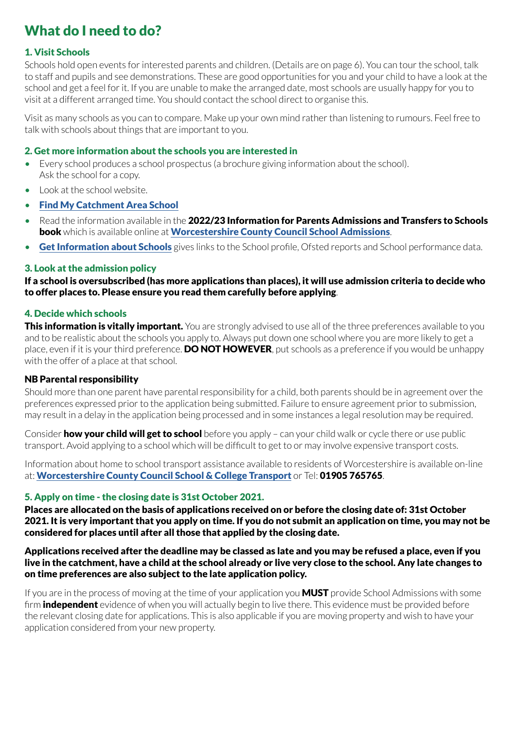# What do I need to do?

### 1. Visit Schools

Schools hold open events for interested parents and children. (Details are on page 6). You can tour the school, talk to staff and pupils and see demonstrations. These are good opportunities for you and your child to have a look at the school and get a feel for it. If you are unable to make the arranged date, most schools are usually happy for you to visit at a different arranged time. You should contact the school direct to organise this.

Visit as many schools as you can to compare. Make up your own mind rather than listening to rumours. Feel free to talk with schools about things that are important to you.

### 2. Get more information about the schools you are interested in

- Every school produces a school prospectus (a brochure giving information about the school). Ask the school for a copy.
- Look at the school website.
- **Find My Catchment Area School**
- Read the information available in the **2022/23 Information for Parents Admissions and Transfers to Schools book** which is available online at **Worcestershire County Council School Admissions**.
- **Get Information about Schools** gives links to the School profile, Ofsted reports and School performance data.

### 3. Look at the admission policy

**If a school is oversubscribed (has more applications than places), it will use admission criteria to decide who to offer places to. Please ensure you read them carefully before applying**.

### 4. Decide which schools

**This information is vitally important.** You are strongly advised to use all of the three preferences available to you and to be realistic about the schools you apply to. Always put down one school where you are more likely to get a place, even if it is your third preference. **DO NOT HOWEVER**, put schools as a preference if you would be unhappy with the offer of a place at that school.

**NB Parental responsibility**

Should more than one parent have parental responsibility for a child, both parents should be in agreement over the preferences expressed prior to the application being submitted. Failure to ensure agreement prior to submission, may result in a delay in the application being processed and in some instances a legal resolution may be required.

Consider **how your child will get to school** before you apply – can your child walk or cycle there or use public transport. Avoid applying to a school which will be difficult to get to or may involve expensive transport costs.

Information about home to school transport assistance available to residents of Worcestershire is available on-line at: **Worcestershire County Council School & College Transport** or Tel: **01905 765765**.

### 5. Apply on time - the closing date is 31st October 2021.

**Places are allocated on the basis of applications received on or before the closing date of: 31st October 2021. It is very important that you apply on time. If you do not submit an application on time, you may not be considered for places until after all those that applied by the closing date.**

**Applications received after the deadline may be classed as late and you may be refused a place, even if you live in the catchment, have a child at the school already or live very close to the school. Any late changes to on time preferences are also subject to the late application policy.**

If you are in the process of moving at the time of your application you **MUST** provide School Admissions with some firm **independent** evidence of when you will actually begin to live there. This evidence must be provided before the relevant closing date for applications. This is also applicable if you are moving property and wish to have your application considered from your new property.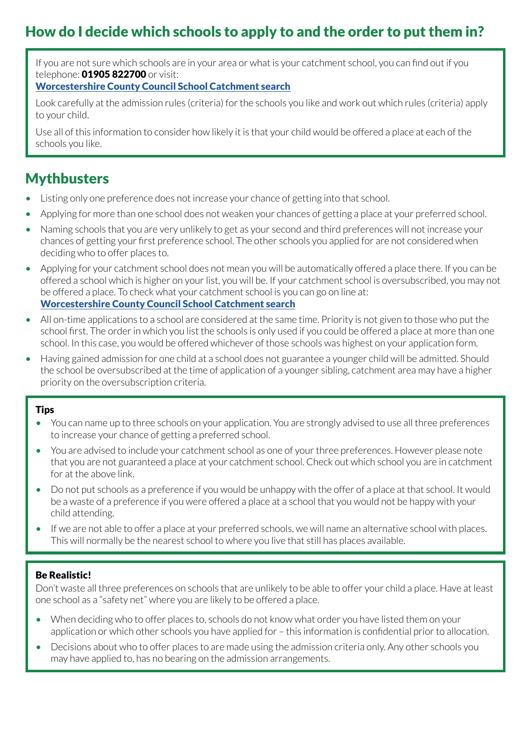## How do I decide which schools to apply to and the order to put them in?

If you are not sure which schools are in your area or what is your catchment school, you can find out if you telephone: **01905 822700** or visit:
**Worcestershire County Council School Catchment search**

Look carefully at the admission rules (criteria) for the schools you like and work out which rules (criteria) apply to your child.

Use all of this information to consider how likely it is that your child would be offered a place at each of the schools you like.

## Mythbusters

- Listing only one preference does not increase your chance of getting into that school.
- Applying for more than one school does not weaken your chances of getting a place at your preferred school.
- Naming schools that you are very unlikely to get as your second and third preferences will not increase your chances of getting your first preference school. The other schools you applied for are not considered when deciding who to offer places to.
- Applying for your catchment school does not mean you will be automatically offered a place there. If you can be offered a school which is higher on your list, you will be. If your catchment school is oversubscribed, you may not be offered a place. To check what your catchment school is you can go on line at:
  **Worcestershire County Council School Catchment search**
- All on-time applications to a school are considered at the same time. Priority is not given to those who put the school first. The order in which you list the schools is only used if you could be offered a place at more than one school. In this case, you would be offered whichever of those schools was highest on your application form.
- Having gained admission for one child at a school does not guarantee a younger child will be admitted. Should the school be oversubscribed at the time of application of a younger sibling, catchment area may have a higher priority on the oversubscription criteria.

**Tips**

- You can name up to three schools on your application. You are strongly advised to use all three preferences to increase your chance of getting a preferred school.
- You are advised to include your catchment school as one of your three preferences. However please note that you are not guaranteed a place at your catchment school. Check out which school you are in catchment for at the above link.
- Do not put schools as a preference if you would be unhappy with the offer of a place at that school. It would be a waste of a preference if you were offered a place at a school that you would not be happy with your child attending.
- If we are not able to offer a place at your preferred schools, we will name an alternative school with places. This will normally be the nearest school to where you live that still has places available.

**Be Realistic!**

Don't waste all three preferences on schools that are unlikely to be able to offer your child a place. Have at least one school as a "safety net" where you are likely to be offered a place.

- When deciding who to offer places to, schools do not know what order you have listed them on your application or which other schools you have applied for – this information is confidential prior to allocation.
- Decisions about who to offer places to are made using the admission criteria only. Any other schools you may have applied to, has no bearing on the admission arrangements.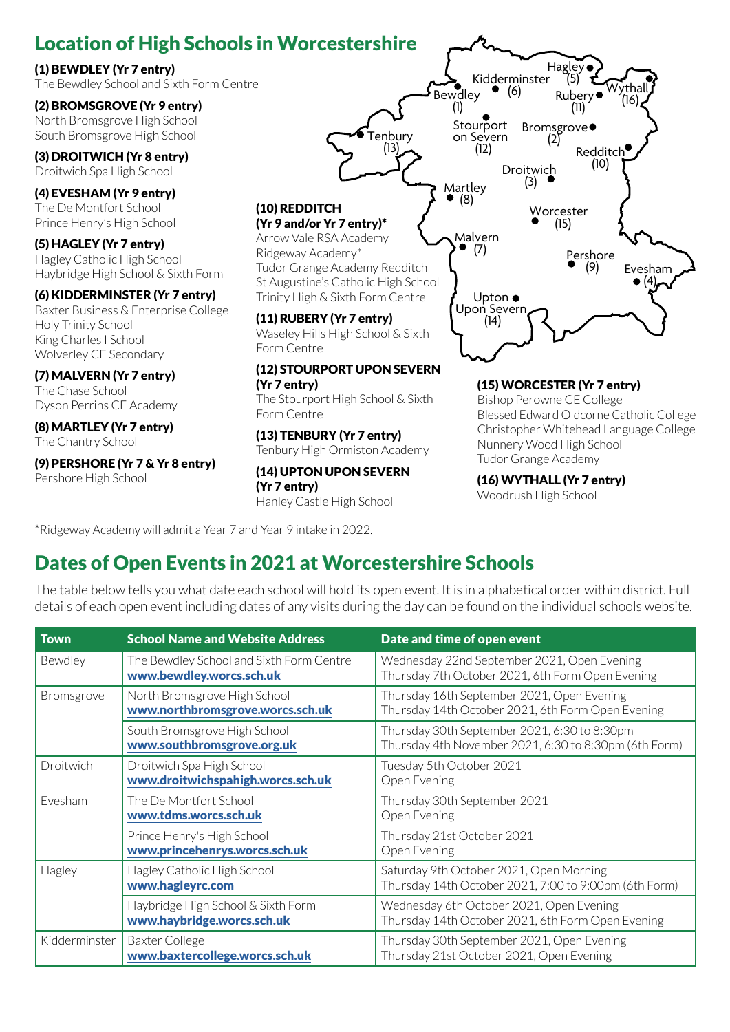## Location of High Schools in Worcestershire

**(1) BEWDLEY (Yr 7 entry)**
The Bewdley School and Sixth Form Centre

**(2) BROMSGROVE (Yr 9 entry)**
North Bromsgrove High School
South Bromsgrove High School

**(3) DROITWICH (Yr 8 entry)**
Droitwich Spa High School

**(4) EVESHAM (Yr 9 entry)**
The De Montfort School
Prince Henry's High School

**(5) HAGLEY (Yr 7 entry)**
Hagley Catholic High School
Haybridge High School & Sixth Form

**(6) KIDDERMINSTER (Yr 7 entry)**
Baxter Business & Enterprise College
Holy Trinity School
King Charles I School
Wolverley CE Secondary

**(7) MALVERN (Yr 7 entry)**
The Chase School
Dyson Perrins CE Academy

**(8) MARTLEY (Yr 7 entry)**
The Chantry School

**(9) PERSHORE (Yr 7 & Yr 8 entry)**
Pershore High School

**(10) REDDITCH (Yr 9 and/or Yr 7 entry)***
Arrow Vale RSA Academy
Ridgeway Academy*
Tudor Grange Academy Redditch
St Augustine's Catholic High School
Trinity High & Sixth Form Centre

**(11) RUBERY (Yr 7 entry)**
Waseley Hills High School & Sixth Form Centre

**(12) STOURPORT UPON SEVERN (Yr 7 entry)**
The Stourport High School & Sixth Form Centre

**(13) TENBURY (Yr 7 entry)**
Tenbury High Ormiston Academy

**(14) UPTON UPON SEVERN (Yr 7 entry)**
Hanley Castle High School

**(15) WORCESTER (Yr 7 entry)**
Bishop Perowne CE College
Blessed Edward Oldcorne Catholic College
Christopher Whitehead Language College
Nunnery Wood High School
Tudor Grange Academy

**(16) WYTHALL (Yr 7 entry)**
Woodrush High School

*Ridgeway Academy will admit a Year 7 and Year 9 intake in 2022.

## Dates of Open Events in 2021 at Worcestershire Schools

The table below tells you what date each school will hold its open event. It is in alphabetical order within district. Full details of each open event including dates of any visits during the day can be found on the individual schools website.

| Town | School Name and Website Address | Date and time of open event |
|---|---|---|
| Bewdley | The Bewdley School and Sixth Form Centre **www.bewdley.worcs.sch.uk** | Wednesday 22nd September 2021, Open Evening Thursday 7th October 2021, 6th Form Open Evening |
| Bromsgrove | North Bromsgrove High School **www.northbromsgrove.worcs.sch.uk** | Thursday 16th September 2021, Open Evening Thursday 14th October 2021, 6th Form Open Evening |
| | South Bromsgrove High School **www.southbromsgrove.org.uk** | Thursday 30th September 2021, 6:30 to 8:30pm Thursday 4th November 2021, 6:30 to 8:30pm (6th Form) |
| Droitwich | Droitwich Spa High School **www.droitwichspahigh.worcs.sch.uk** | Tuesday 5th October 2021 Open Evening |
| Evesham | The De Montfort School **www.tdms.worcs.sch.uk** | Thursday 30th September 2021 Open Evening |
| | Prince Henry's High School **www.princehenrys.worcs.sch.uk** | Thursday 21st October 2021 Open Evening |
| Hagley | Hagley Catholic High School **www.hagleyrc.com** | Saturday 9th October 2021, Open Morning Thursday 14th October 2021, 7:00 to 9:00pm (6th Form) |
| | Haybridge High School & Sixth Form **www.haybridge.worcs.sch.uk** | Wednesday 6th October 2021, Open Evening Thursday 14th October 2021, 6th Form Open Evening |
| Kidderminster | Baxter College **www.baxtercollege.worcs.sch.uk** | Thursday 30th September 2021, Open Evening Thursday 21st October 2021, Open Evening |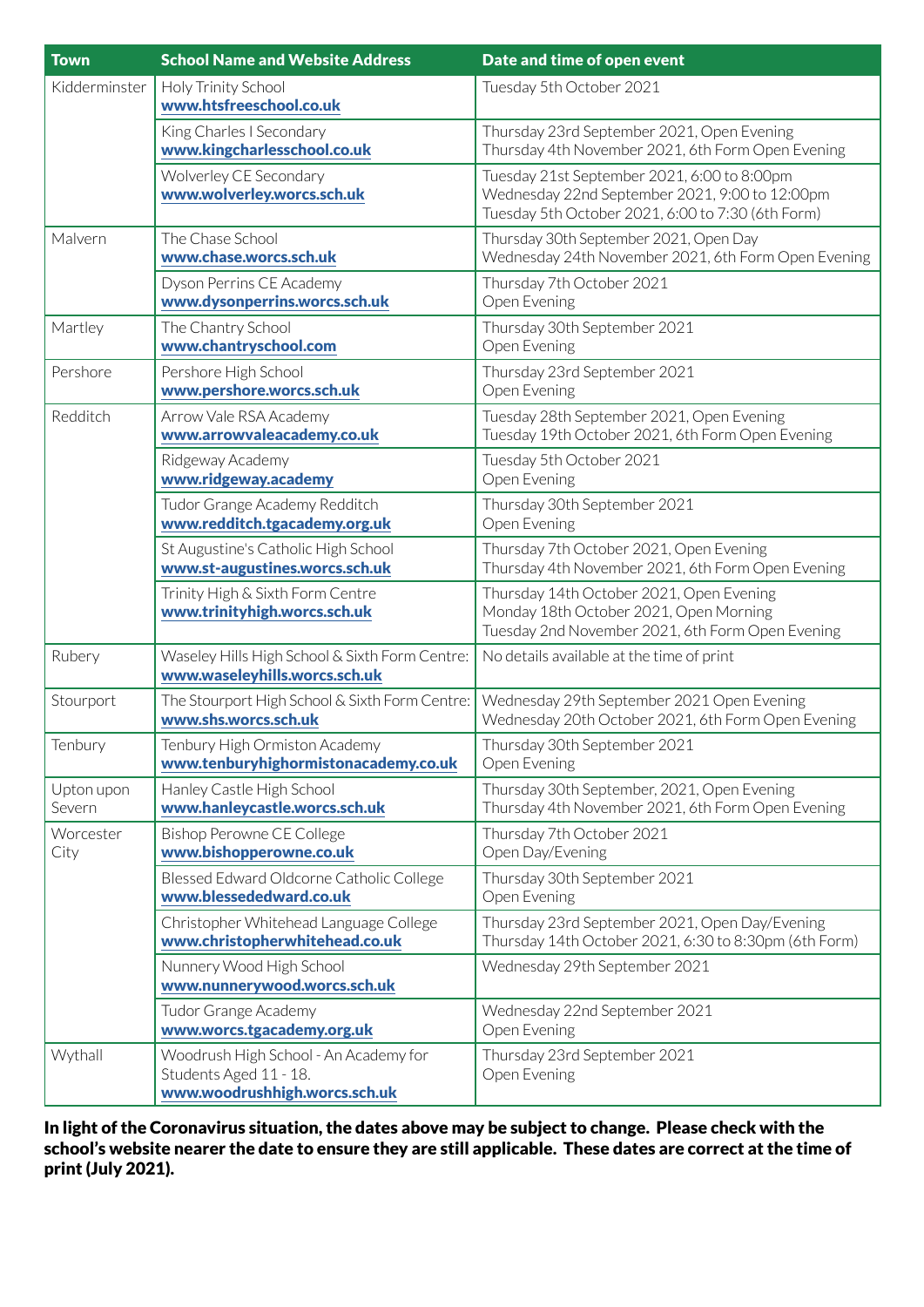| Town | School Name and Website Address | Date and time of open event |
|---|---|---|
| Kidderminster | Holy Trinity School<br>**www.htsfreeschool.co.uk** | Tuesday 5th October 2021 |
| | King Charles I Secondary<br>**www.kingcharlesschool.co.uk** | Thursday 23rd September 2021, Open Evening<br>Thursday 4th November 2021, 6th Form Open Evening |
| | Wolverley CE Secondary<br>**www.wolverley.worcs.sch.uk** | Tuesday 21st September 2021, 6:00 to 8:00pm<br>Wednesday 22nd September 2021, 9:00 to 12:00pm<br>Tuesday 5th October 2021, 6:00 to 7:30 (6th Form) |
| Malvern | The Chase School<br>**www.chase.worcs.sch.uk** | Thursday 30th September 2021, Open Day<br>Wednesday 24th November 2021, 6th Form Open Evening |
| | Dyson Perrins CE Academy<br>**www.dysonperrins.worcs.sch.uk** | Thursday 7th October 2021<br>Open Evening |
| Martley | The Chantry School<br>**www.chantryschool.com** | Thursday 30th September 2021<br>Open Evening |
| Pershore | Pershore High School<br>**www.pershore.worcs.sch.uk** | Thursday 23rd September 2021<br>Open Evening |
| Redditch | Arrow Vale RSA Academy<br>**www.arrowvaleacademy.co.uk** | Tuesday 28th September 2021, Open Evening<br>Tuesday 19th October 2021, 6th Form Open Evening |
| | Ridgeway Academy<br>**www.ridgeway.academy** | Tuesday 5th October 2021<br>Open Evening |
| | Tudor Grange Academy Redditch<br>**www.redditch.tgacademy.org.uk** | Thursday 30th September 2021<br>Open Evening |
| | St Augustine's Catholic High School<br>**www.st-augustines.worcs.sch.uk** | Thursday 7th October 2021, Open Evening<br>Thursday 4th November 2021, 6th Form Open Evening |
| | Trinity High & Sixth Form Centre<br>**www.trinityhigh.worcs.sch.uk** | Thursday 14th October 2021, Open Evening<br>Monday 18th October 2021, Open Morning<br>Tuesday 2nd November 2021, 6th Form Open Evening |
| Rubery | Waseley Hills High School & Sixth Form Centre:<br>**www.waseleyhills.worcs.sch.uk** | No details available at the time of print |
| Stourport | The Stourport High School & Sixth Form Centre:<br>**www.shs.worcs.sch.uk** | Wednesday 29th September 2021 Open Evening<br>Wednesday 20th October 2021, 6th Form Open Evening |
| Tenbury | Tenbury High Ormiston Academy<br>**www.tenburyhighormistonacademy.co.uk** | Thursday 30th September 2021<br>Open Evening |
| Upton upon Severn | Hanley Castle High School<br>**www.hanleycastle.worcs.sch.uk** | Thursday 30th September, 2021, Open Evening<br>Thursday 4th November 2021, 6th Form Open Evening |
| Worcester City | Bishop Perowne CE College<br>**www.bishopperowne.co.uk** | Thursday 7th October 2021<br>Open Day/Evening |
| | Blessed Edward Oldcorne Catholic College<br>**www.blessededward.co.uk** | Thursday 30th September 2021<br>Open Evening |
| | Christopher Whitehead Language College<br>**www.christopherwhitehead.co.uk** | Thursday 23rd September 2021, Open Day/Evening<br>Thursday 14th October 2021, 6:30 to 8:30pm (6th Form) |
| | Nunnery Wood High School<br>**www.nunnerywood.worcs.sch.uk** | Wednesday 29th September 2021 |
| | Tudor Grange Academy<br>**www.worcs.tgacademy.org.uk** | Wednesday 22nd September 2021<br>Open Evening |
| Wythall | Woodrush High School - An Academy for Students Aged 11 - 18.<br>**www.woodrushhigh.worcs.sch.uk** | Thursday 23rd September 2021<br>Open Evening |

**In light of the Coronavirus situation, the dates above may be subject to change. Please check with the school's website nearer the date to ensure they are still applicable. These dates are correct at the time of print (July 2021).**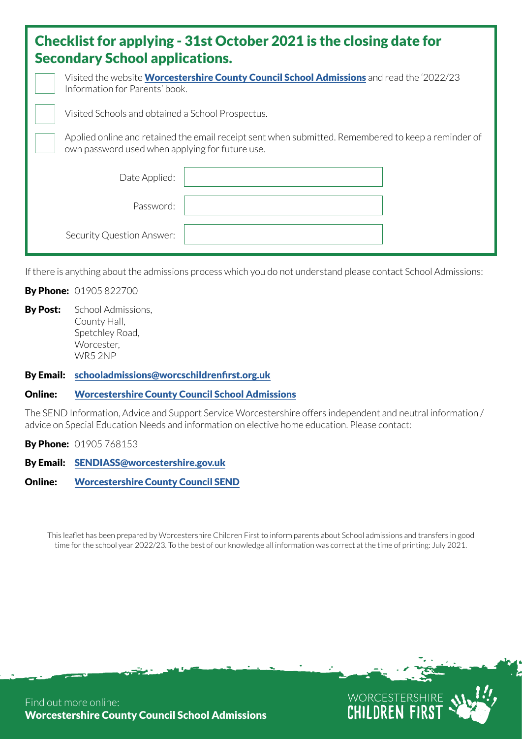## Checklist for applying - 31st October 2021 is the closing date for Secondary School applications.

- [ ] Visited the website **Worcestershire County Council School Admissions** and read the '2022/23 Information for Parents' book.
- [ ] Visited Schools and obtained a School Prospectus.
- [ ] Applied online and retained the email receipt sent when submitted. Remembered to keep a reminder of own password used when applying for future use.

Date Applied:

Password:

Security Question Answer:

If there is anything about the admissions process which you do not understand please contact School Admissions:

**By Phone:** 01905 822700

**By Post:** School Admissions,
County Hall,
Spetchley Road,
Worcester,
WR5 2NP

**By Email:** schooladmissions@worcschildrenfirst.org.uk

**Online:** Worcestershire County Council School Admissions

The SEND Information, Advice and Support Service Worcestershire offers independent and neutral information / advice on Special Education Needs and information on elective home education. Please contact:

**By Phone:** 01905 768153

**By Email:** SENDIASS@worcestershire.gov.uk

**Online:** Worcestershire County Council SEND

This leaflet has been prepared by Worcestershire Children First to inform parents about School admissions and transfers in good time for the school year 2022/23. To the best of our knowledge all information was correct at the time of printing: July 2021.

Find out more online:
**Worcestershire County Council School Admissions**

WORCESTERSHIRE CHILDREN FIRST